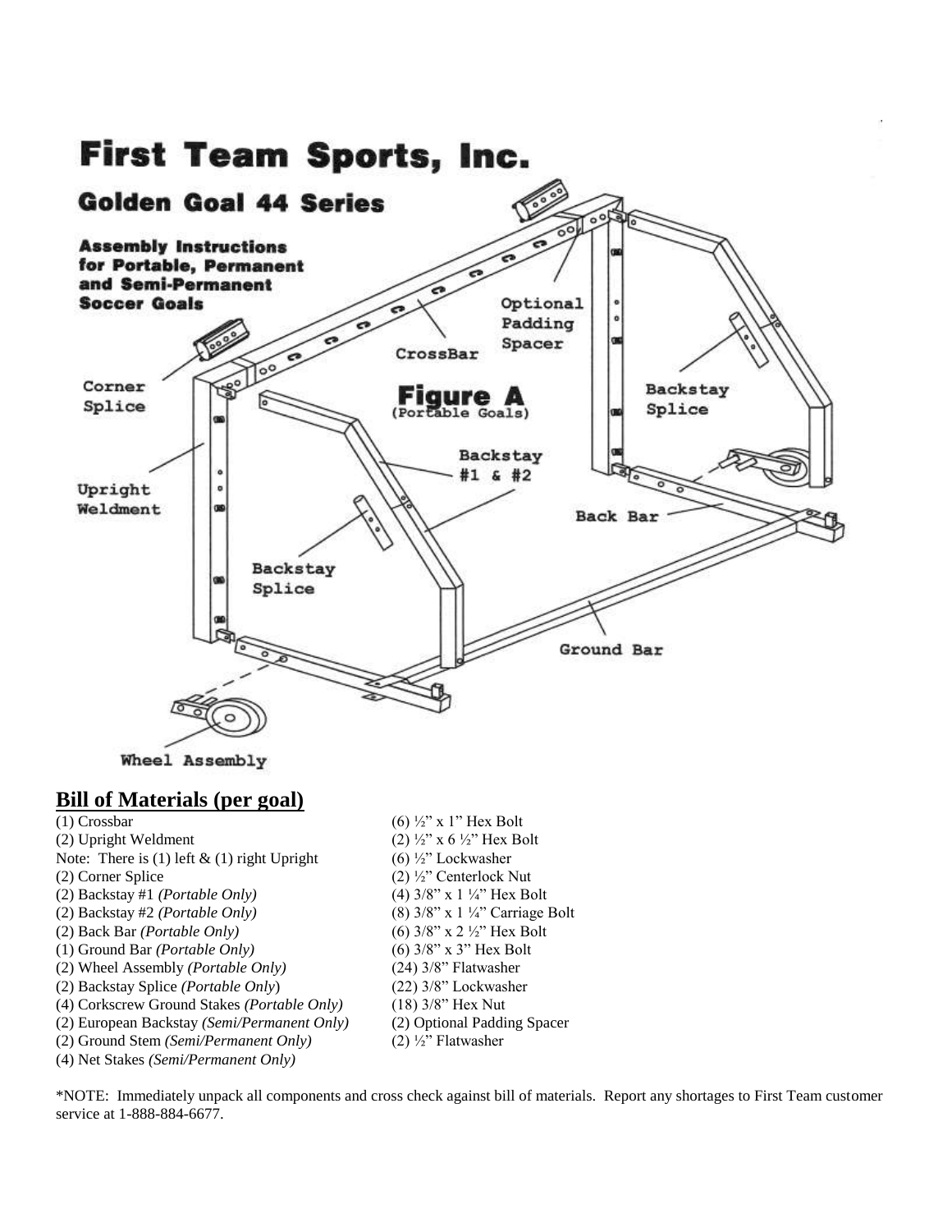# First Team Sports, Inc.

## Golden Goal 44 Series

**Assembly Instructions for Portable, Permanent and Semi-Permanent Soccer Goals**

Corner Splice

Upright Weldment

CrossBar

Optional Padding Spacer

**Figure A** (Portable Goals)

Backstay #1 & #2

Backstay Splice

Back Bar

Ground Bar

Wheel Assembly

## Bill of Materials (per goal)

(1) Crossbar
(2) Upright Weldment
Note: There is (1) left & (1) right Upright
(2) Corner Splice
(2) Backstay #1 *(Portable Only)*
(2) Backstay #2 *(Portable Only)*
(2) Back Bar *(Portable Only)*
(1) Ground Bar *(Portable Only)*
(2) Wheel Assembly *(Portable Only)*
(2) Backstay Splice *(Portable Only)*
(4) Corkscrew Ground Stakes *(Portable Only)*
(2) European Backstay *(Semi/Permanent Only)*
(2) Ground Stem *(Semi/Permanent Only)*
(4) Net Stakes *(Semi/Permanent Only)*

(6) ½" x 1" Hex Bolt
(2) ½" x 6 ½" Hex Bolt
(6) ½" Lockwasher
(2) ½" Centerlock Nut
(4) 3/8" x 1 ¼" Hex Bolt
(8) 3/8" x 1 ¼" Carriage Bolt
(6) 3/8" x 2 ½" Hex Bolt
(6) 3/8" x 3" Hex Bolt
(24) 3/8" Flatwasher
(22) 3/8" Lockwasher
(18) 3/8" Hex Nut
(2) Optional Padding Spacer
(2) ½" Flatwasher

*NOTE: Immediately unpack all components and cross check against bill of materials. Report any shortages to First Team customer service at 1-888-884-6677.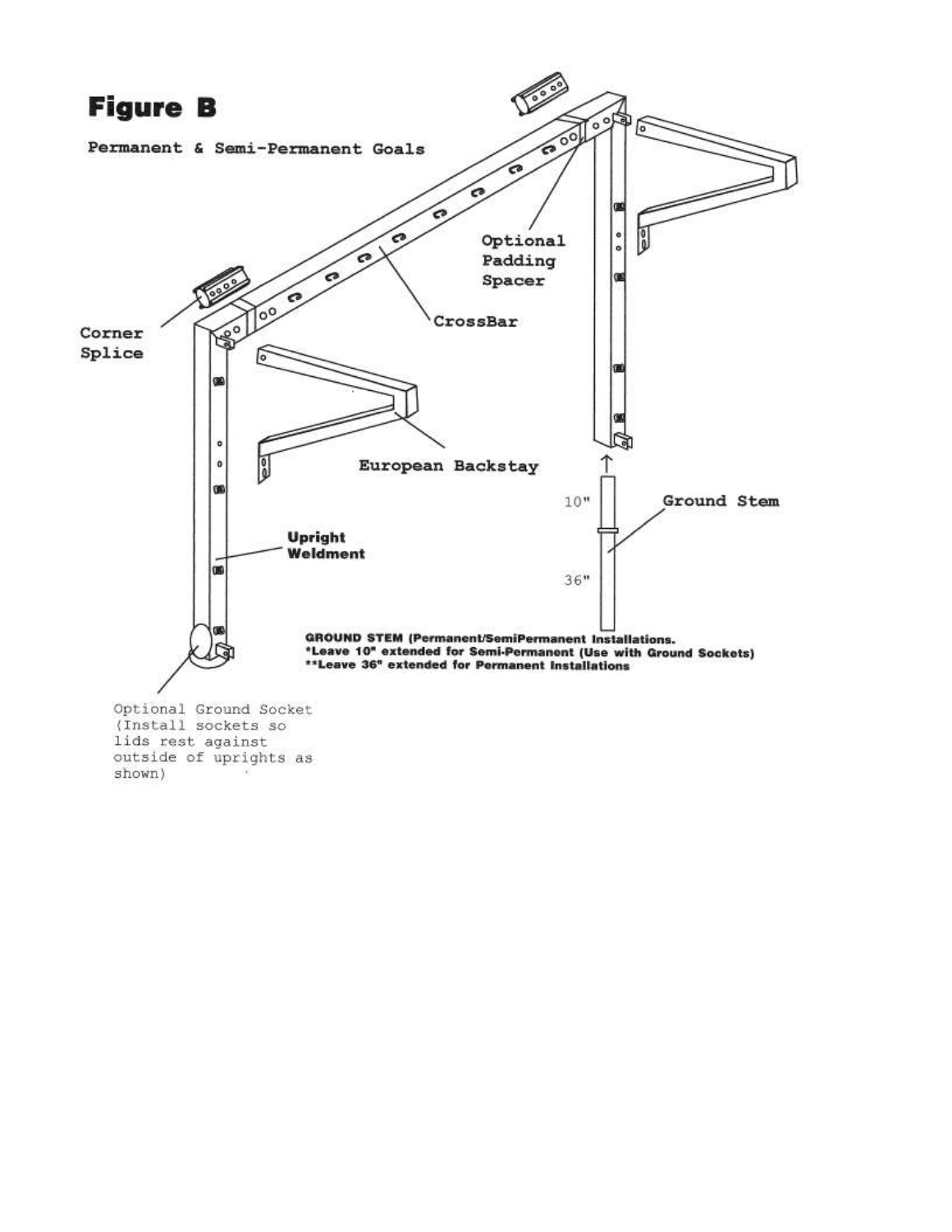# Figure B

Permanent & Semi-Permanent Goals

Corner Splice

Optional Padding Spacer

CrossBar

European Backstay

Ground Stem

10"

36"

**Upright Weldment**

**GROUND STEM (Permanent/SemiPermanent Installations.**
**\*Leave 10" extended for Semi-Permanent (Use with Ground Sockets)**
**\*\*Leave 36" extended for Permanent Installations**

Optional Ground Socket (Install sockets so lids rest against outside of uprights as shown)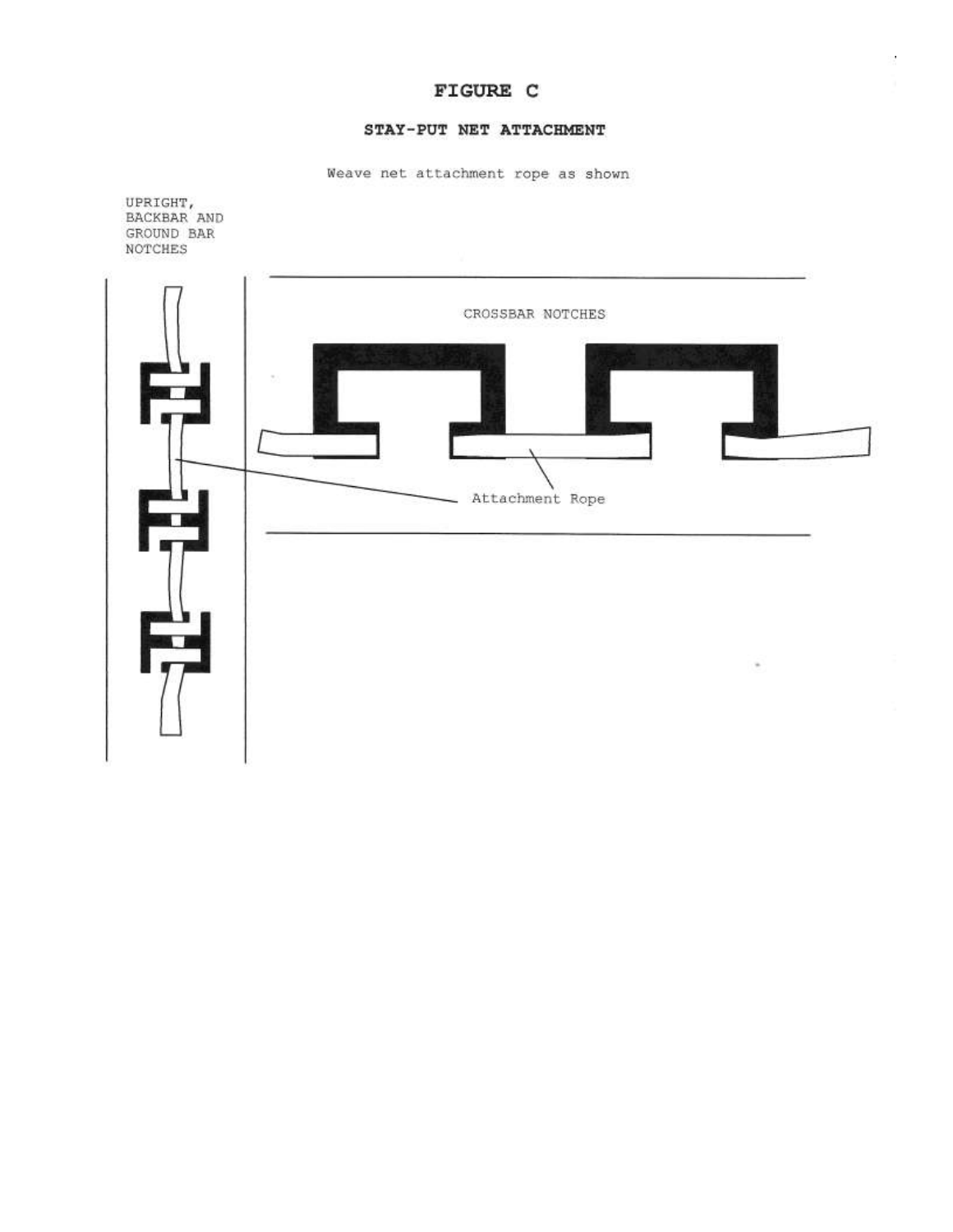# FIGURE C

## STAY-PUT NET ATTACHMENT

Weave net attachment rope as shown

UPRIGHT, BACKBAR AND GROUND BAR NOTCHES

CROSSBAR NOTCHES

Attachment Rope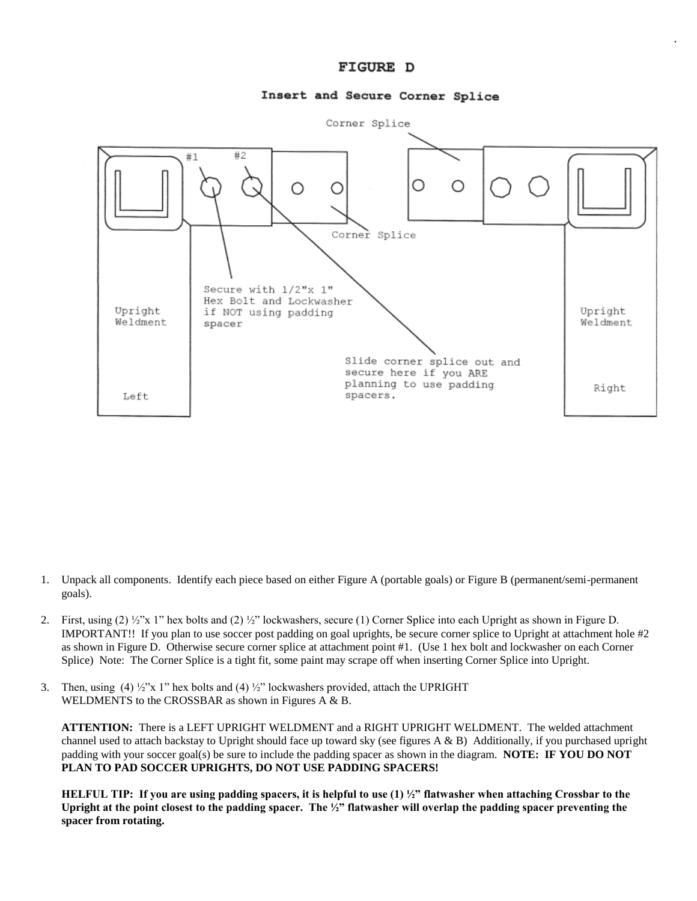## FIGURE D

### Insert and Secure Corner Splice

Corner Splice

#1 #2

Corner Splice

Secure with 1/2"x 1" Hex Bolt and Lockwasher if NOT using padding spacer

Upright Weldment

Left

Slide corner splice out and secure here if you ARE planning to use padding spacers.

Upright Weldment

Right

1. Unpack all components. Identify each piece based on either Figure A (portable goals) or Figure B (permanent/semi-permanent goals).

2. First, using (2) ½"x 1" hex bolts and (2) ½" lockwashers, secure (1) Corner Splice into each Upright as shown in Figure D. IMPORTANT!! If you plan to use soccer post padding on goal uprights, be secure corner splice to Upright at attachment hole #2 as shown in Figure D. Otherwise secure corner splice at attachment point #1. (Use 1 hex bolt and lockwasher on each Corner Splice) Note: The Corner Splice is a tight fit, some paint may scrape off when inserting Corner Splice into Upright.

3. Then, using (4) ½"x 1" hex bolts and (4) ½" lockwashers provided, attach the UPRIGHT WELDMENTS to the CROSSBAR as shown in Figures A & B.

   **ATTENTION:** There is a LEFT UPRIGHT WELDMENT and a RIGHT UPRIGHT WELDMENT. The welded attachment channel used to attach backstay to Upright should face up toward sky (see figures A & B) Additionally, if you purchased upright padding with your soccer goal(s) be sure to include the padding spacer as shown in the diagram. **NOTE: IF YOU DO NOT PLAN TO PAD SOCCER UPRIGHTS, DO NOT USE PADDING SPACERS!**

   **HELFUL TIP: If you are using padding spacers, it is helpful to use (1) ½" flatwasher when attaching Crossbar to the Upright at the point closest to the padding spacer. The ½" flatwasher will overlap the padding spacer preventing the spacer from rotating.**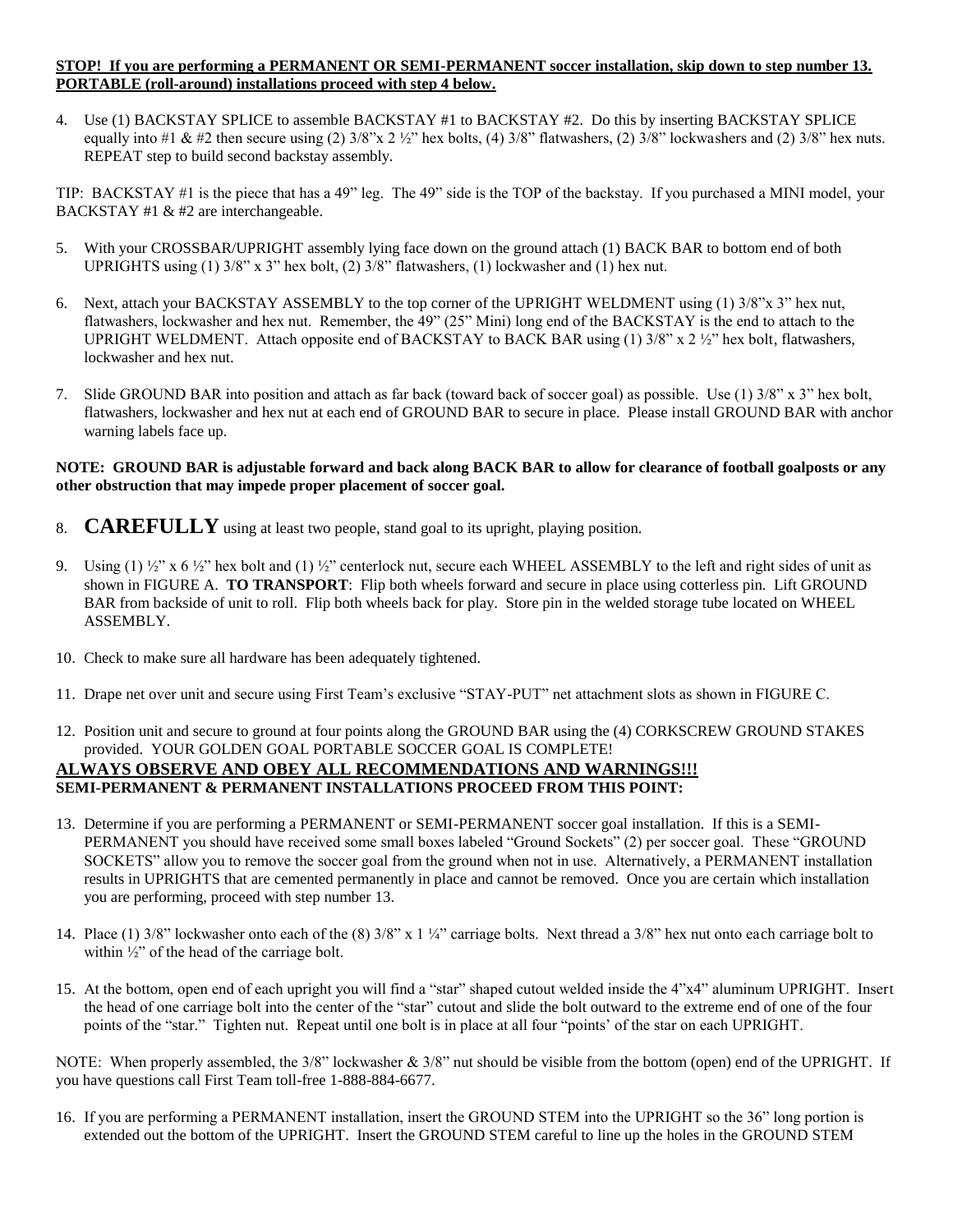**STOP! If you are performing a PERMANENT OR SEMI-PERMANENT soccer installation, skip down to step number 13. PORTABLE (roll-around) installations proceed with step 4 below.**

4. Use (1) BACKSTAY SPLICE to assemble BACKSTAY #1 to BACKSTAY #2. Do this by inserting BACKSTAY SPLICE equally into #1 & #2 then secure using (2) 3/8"x 2 ½" hex bolts, (4) 3/8" flatwashers, (2) 3/8" lockwashers and (2) 3/8" hex nuts. REPEAT step to build second backstay assembly.

TIP: BACKSTAY #1 is the piece that has a 49" leg. The 49" side is the TOP of the backstay. If you purchased a MINI model, your BACKSTAY #1 & #2 are interchangeable.

5. With your CROSSBAR/UPRIGHT assembly lying face down on the ground attach (1) BACK BAR to bottom end of both UPRIGHTS using (1) 3/8" x 3" hex bolt, (2) 3/8" flatwashers, (1) lockwasher and (1) hex nut.

6. Next, attach your BACKSTAY ASSEMBLY to the top corner of the UPRIGHT WELDMENT using (1) 3/8"x 3" hex nut, flatwashers, lockwasher and hex nut. Remember, the 49" (25" Mini) long end of the BACKSTAY is the end to attach to the UPRIGHT WELDMENT. Attach opposite end of BACKSTAY to BACK BAR using (1) 3/8" x 2 ½" hex bolt, flatwashers, lockwasher and hex nut.

7. Slide GROUND BAR into position and attach as far back (toward back of soccer goal) as possible. Use (1) 3/8" x 3" hex bolt, flatwashers, lockwasher and hex nut at each end of GROUND BAR to secure in place. Please install GROUND BAR with anchor warning labels face up.

**NOTE: GROUND BAR is adjustable forward and back along BACK BAR to allow for clearance of football goalposts or any other obstruction that may impede proper placement of soccer goal.**

8. **CAREFULLY** using at least two people, stand goal to its upright, playing position.

9. Using (1) ½" x 6 ½" hex bolt and (1) ½" centerlock nut, secure each WHEEL ASSEMBLY to the left and right sides of unit as shown in FIGURE A. **TO TRANSPORT**: Flip both wheels forward and secure in place using cotterless pin. Lift GROUND BAR from backside of unit to roll. Flip both wheels back for play. Store pin in the welded storage tube located on WHEEL ASSEMBLY.

10. Check to make sure all hardware has been adequately tightened.

11. Drape net over unit and secure using First Team's exclusive "STAY-PUT" net attachment slots as shown in FIGURE C.

12. Position unit and secure to ground at four points along the GROUND BAR using the (4) CORKSCREW GROUND STAKES provided. YOUR GOLDEN GOAL PORTABLE SOCCER GOAL IS COMPLETE!

**ALWAYS OBSERVE AND OBEY ALL RECOMMENDATIONS AND WARNINGS!!!**

**SEMI-PERMANENT & PERMANENT INSTALLATIONS PROCEED FROM THIS POINT:**

13. Determine if you are performing a PERMANENT or SEMI-PERMANENT soccer goal installation. If this is a SEMI-PERMANENT you should have received some small boxes labeled "Ground Sockets" (2) per soccer goal. These "GROUND SOCKETS" allow you to remove the soccer goal from the ground when not in use. Alternatively, a PERMANENT installation results in UPRIGHTS that are cemented permanently in place and cannot be removed. Once you are certain which installation you are performing, proceed with step number 13.

14. Place (1) 3/8" lockwasher onto each of the (8) 3/8" x 1 ¼" carriage bolts. Next thread a 3/8" hex nut onto each carriage bolt to within ½" of the head of the carriage bolt.

15. At the bottom, open end of each upright you will find a "star" shaped cutout welded inside the 4"x4" aluminum UPRIGHT. Insert the head of one carriage bolt into the center of the "star" cutout and slide the bolt outward to the extreme end of one of the four points of the "star." Tighten nut. Repeat until one bolt is in place at all four "points' of the star on each UPRIGHT.

NOTE: When properly assembled, the 3/8" lockwasher & 3/8" nut should be visible from the bottom (open) end of the UPRIGHT. If you have questions call First Team toll-free 1-888-884-6677.

16. If you are performing a PERMANENT installation, insert the GROUND STEM into the UPRIGHT so the 36" long portion is extended out the bottom of the UPRIGHT. Insert the GROUND STEM careful to line up the holes in the GROUND STEM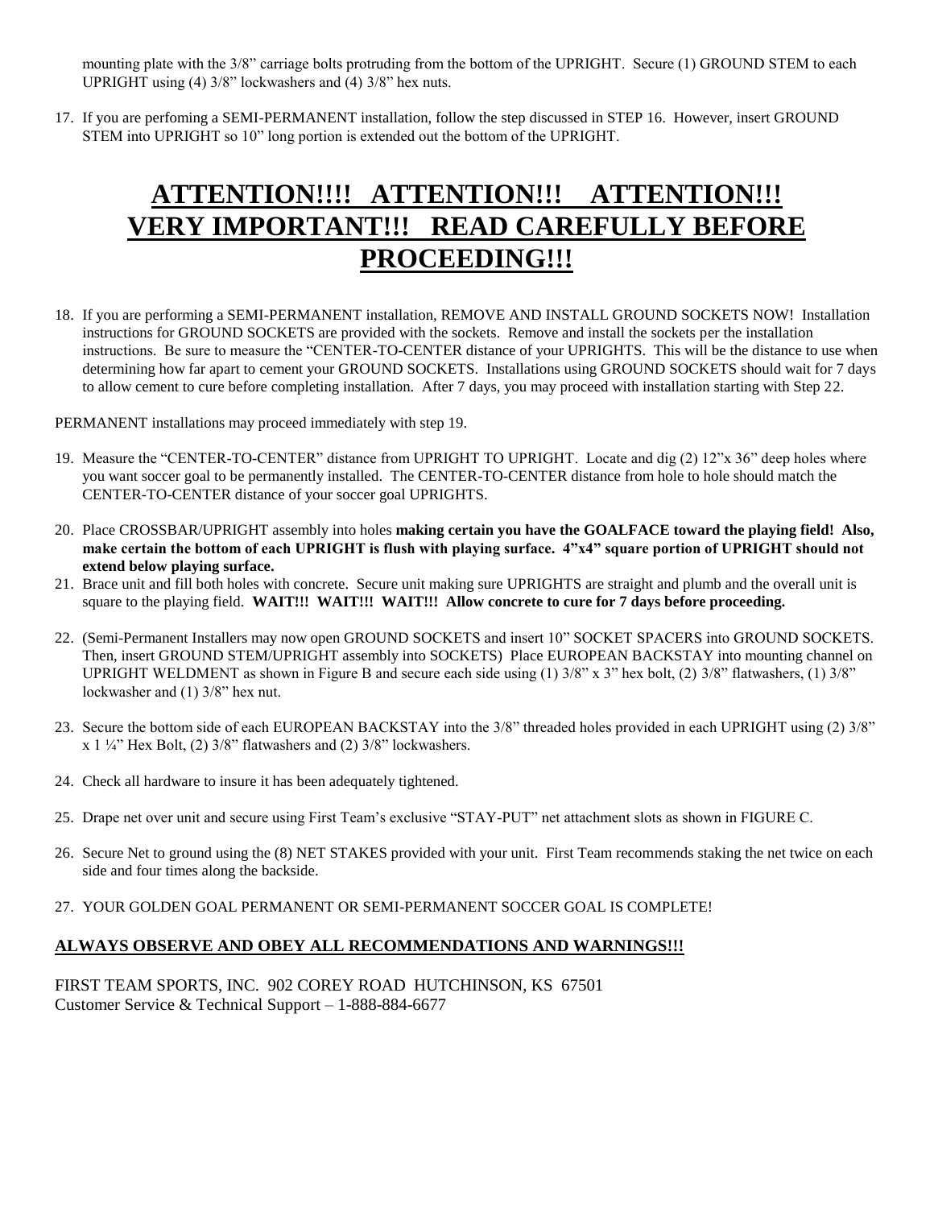mounting plate with the 3/8" carriage bolts protruding from the bottom of the UPRIGHT. Secure (1) GROUND STEM to each UPRIGHT using (4) 3/8" lockwashers and (4) 3/8" hex nuts.

17. If you are perfoming a SEMI-PERMANENT installation, follow the step discussed in STEP 16. However, insert GROUND STEM into UPRIGHT so 10" long portion is extended out the bottom of the UPRIGHT.

# ATTENTION!!!! ATTENTION!!! ATTENTION!!! VERY IMPORTANT!!! READ CAREFULLY BEFORE PROCEEDING!!!

18. If you are performing a SEMI-PERMANENT installation, REMOVE AND INSTALL GROUND SOCKETS NOW! Installation instructions for GROUND SOCKETS are provided with the sockets. Remove and install the sockets per the installation instructions. Be sure to measure the "CENTER-TO-CENTER distance of your UPRIGHTS. This will be the distance to use when determining how far apart to cement your GROUND SOCKETS. Installations using GROUND SOCKETS should wait for 7 days to allow cement to cure before completing installation. After 7 days, you may proceed with installation starting with Step 22.

PERMANENT installations may proceed immediately with step 19.

19. Measure the "CENTER-TO-CENTER" distance from UPRIGHT TO UPRIGHT. Locate and dig (2) 12"x 36" deep holes where you want soccer goal to be permanently installed. The CENTER-TO-CENTER distance from hole to hole should match the CENTER-TO-CENTER distance of your soccer goal UPRIGHTS.
20. Place CROSSBAR/UPRIGHT assembly into holes **making certain you have the GOALFACE toward the playing field! Also, make certain the bottom of each UPRIGHT is flush with playing surface. 4"x4" square portion of UPRIGHT should not extend below playing surface.**
21. Brace unit and fill both holes with concrete. Secure unit making sure UPRIGHTS are straight and plumb and the overall unit is square to the playing field. **WAIT!!! WAIT!!! WAIT!!! Allow concrete to cure for 7 days before proceeding.**
22. (Semi-Permanent Installers may now open GROUND SOCKETS and insert 10" SOCKET SPACERS into GROUND SOCKETS. Then, insert GROUND STEM/UPRIGHT assembly into SOCKETS) Place EUROPEAN BACKSTAY into mounting channel on UPRIGHT WELDMENT as shown in Figure B and secure each side using (1) 3/8" x 3" hex bolt, (2) 3/8" flatwashers, (1) 3/8" lockwasher and (1) 3/8" hex nut.
23. Secure the bottom side of each EUROPEAN BACKSTAY into the 3/8" threaded holes provided in each UPRIGHT using (2) 3/8" x 1 ¼" Hex Bolt, (2) 3/8" flatwashers and (2) 3/8" lockwashers.
24. Check all hardware to insure it has been adequately tightened.
25. Drape net over unit and secure using First Team's exclusive "STAY-PUT" net attachment slots as shown in FIGURE C.
26. Secure Net to ground using the (8) NET STAKES provided with your unit. First Team recommends staking the net twice on each side and four times along the backside.
27. YOUR GOLDEN GOAL PERMANENT OR SEMI-PERMANENT SOCCER GOAL IS COMPLETE!

**ALWAYS OBSERVE AND OBEY ALL RECOMMENDATIONS AND WARNINGS!!!**

FIRST TEAM SPORTS, INC. 902 COREY ROAD HUTCHINSON, KS 67501
Customer Service & Technical Support – 1-888-884-6677